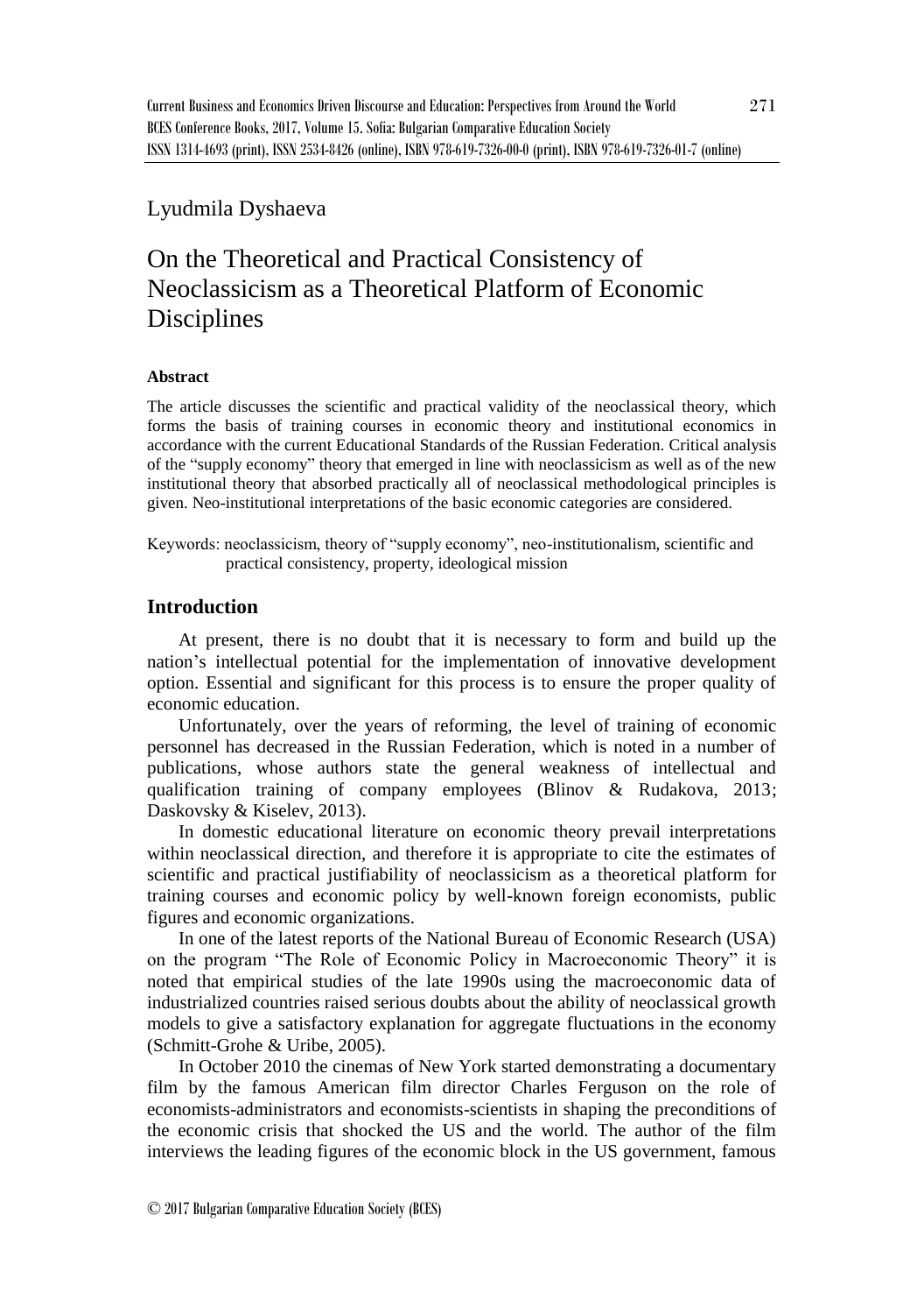Lyudmila Dyshaeva

# On the Theoretical and Practical Consistency of Neoclassicism as a Theoretical Platform of Economic Disciplines

**Abstract**

The article discusses the scientific and practical validity of the neoclassical theory, which forms the basis of training courses in economic theory and institutional economics in accordance with the current Educational Standards of the Russian Federation. Critical analysis of the "supply economy" theory that emerged in line with neoclassicism as well as of the new institutional theory that absorbed practically all of neoclassical methodological principles is given. Neo-institutional interpretations of the basic economic categories are considered.

Keywords: neoclassicism, theory of "supply economy", neo-institutionalism, scientific and practical consistency, property, ideological mission

## Introduction

At present, there is no doubt that it is necessary to form and build up the nation's intellectual potential for the implementation of innovative development option. Essential and significant for this process is to ensure the proper quality of economic education.

Unfortunately, over the years of reforming, the level of training of economic personnel has decreased in the Russian Federation, which is noted in a number of publications, whose authors state the general weakness of intellectual and qualification training of company employees (Blinov & Rudakova, 2013; Daskovsky & Kiselev, 2013).

In domestic educational literature on economic theory prevail interpretations within neoclassical direction, and therefore it is appropriate to cite the estimates of scientific and practical justifiability of neoclassicism as a theoretical platform for training courses and economic policy by well-known foreign economists, public figures and economic organizations.

In one of the latest reports of the National Bureau of Economic Research (USA) on the program "The Role of Economic Policy in Macroeconomic Theory" it is noted that empirical studies of the late 1990s using the macroeconomic data of industrialized countries raised serious doubts about the ability of neoclassical growth models to give a satisfactory explanation for aggregate fluctuations in the economy (Schmitt-Grohe & Uribe, 2005).

In October 2010 the cinemas of New York started demonstrating a documentary film by the famous American film director Charles Ferguson on the role of economists-administrators and economists-scientists in shaping the preconditions of the economic crisis that shocked the US and the world. The author of the film interviews the leading figures of the economic block in the US government, famous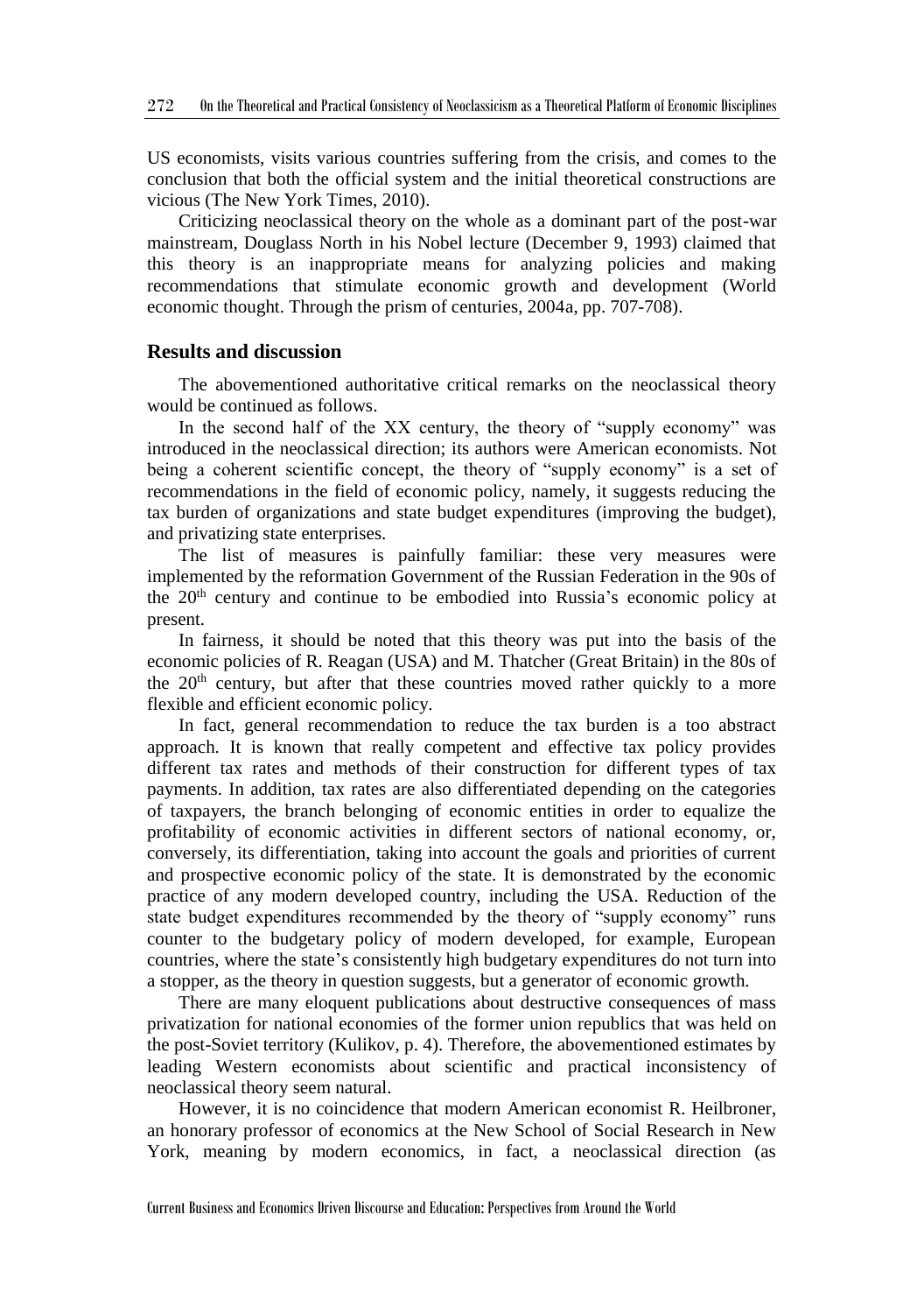US economists, visits various countries suffering from the crisis, and comes to the conclusion that both the official system and the initial theoretical constructions are vicious (The New York Times, 2010).

Criticizing neoclassical theory on the whole as a dominant part of the post-war mainstream, Douglass North in his Nobel lecture (December 9, 1993) claimed that this theory is an inappropriate means for analyzing policies and making recommendations that stimulate economic growth and development (World economic thought. Through the prism of centuries, 2004a, pp. 707-708).

## Results and discussion

The abovementioned authoritative critical remarks on the neoclassical theory would be continued as follows.

In the second half of the XX century, the theory of "supply economy" was introduced in the neoclassical direction; its authors were American economists. Not being a coherent scientific concept, the theory of "supply economy" is a set of recommendations in the field of economic policy, namely, it suggests reducing the tax burden of organizations and state budget expenditures (improving the budget), and privatizing state enterprises.

The list of measures is painfully familiar: these very measures were implemented by the reformation Government of the Russian Federation in the 90s of the 20th century and continue to be embodied into Russia's economic policy at present.

In fairness, it should be noted that this theory was put into the basis of the economic policies of R. Reagan (USA) and M. Thatcher (Great Britain) in the 80s of the 20th century, but after that these countries moved rather quickly to a more flexible and efficient economic policy.

In fact, general recommendation to reduce the tax burden is a too abstract approach. It is known that really competent and effective tax policy provides different tax rates and methods of their construction for different types of tax payments. In addition, tax rates are also differentiated depending on the categories of taxpayers, the branch belonging of economic entities in order to equalize the profitability of economic activities in different sectors of national economy, or, conversely, its differentiation, taking into account the goals and priorities of current and prospective economic policy of the state. It is demonstrated by the economic practice of any modern developed country, including the USA. Reduction of the state budget expenditures recommended by the theory of "supply economy" runs counter to the budgetary policy of modern developed, for example, European countries, where the state's consistently high budgetary expenditures do not turn into a stopper, as the theory in question suggests, but a generator of economic growth.

There are many eloquent publications about destructive consequences of mass privatization for national economies of the former union republics that was held on the post-Soviet territory (Kulikov, p. 4). Therefore, the abovementioned estimates by leading Western economists about scientific and practical inconsistency of neoclassical theory seem natural.

However, it is no coincidence that modern American economist R. Heilbroner, an honorary professor of economics at the New School of Social Research in New York, meaning by modern economics, in fact, a neoclassical direction (as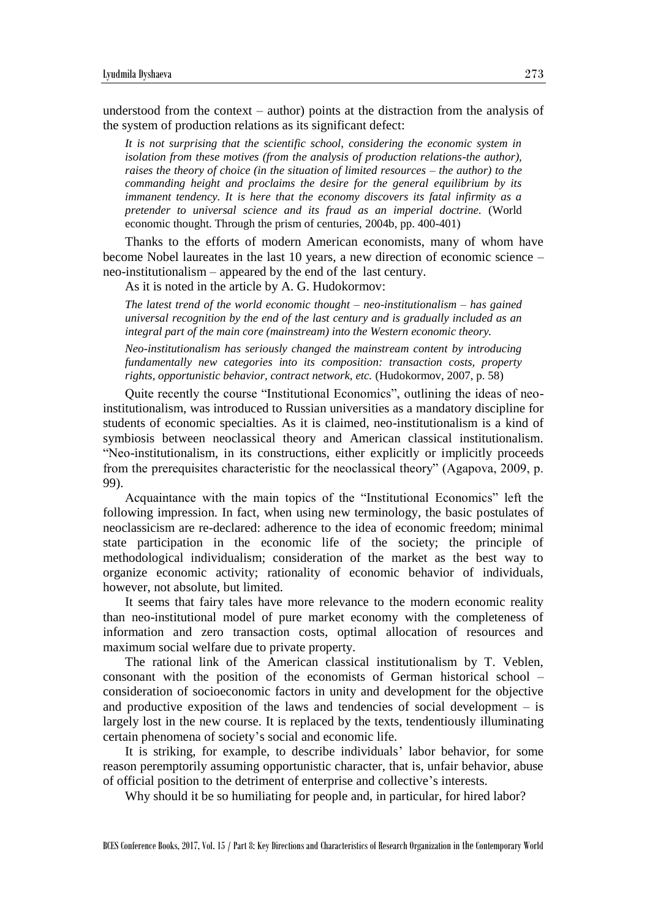understood from the context – author) points at the distraction from the analysis of the system of production relations as its significant defect:

> *It is not surprising that the scientific school, considering the economic system in isolation from these motives (from the analysis of production relations-the author), raises the theory of choice (in the situation of limited resources – the author) to the commanding height and proclaims the desire for the general equilibrium by its immanent tendency. It is here that the economy discovers its fatal infirmity as a pretender to universal science and its fraud as an imperial doctrine.* (World economic thought. Through the prism of centuries, 2004b, pp. 400-401)

Thanks to the efforts of modern American economists, many of whom have become Nobel laureates in the last 10 years, a new direction of economic science – neo-institutionalism – appeared by the end of the last century.

As it is noted in the article by A. G. Hudokormov:

> *The latest trend of the world economic thought – neo-institutionalism – has gained universal recognition by the end of the last century and is gradually included as an integral part of the main core (mainstream) into the Western economic theory.*
>
> *Neo-institutionalism has seriously changed the mainstream content by introducing fundamentally new categories into its composition: transaction costs, property rights, opportunistic behavior, contract network, etc.* (Hudokormov, 2007, p. 58)

Quite recently the course "Institutional Economics", outlining the ideas of neo-institutionalism, was introduced to Russian universities as a mandatory discipline for students of economic specialties. As it is claimed, neo-institutionalism is a kind of symbiosis between neoclassical theory and American classical institutionalism. "Neo-institutionalism, in its constructions, either explicitly or implicitly proceeds from the prerequisites characteristic for the neoclassical theory" (Agapova, 2009, p. 99).

Acquaintance with the main topics of the "Institutional Economics" left the following impression. In fact, when using new terminology, the basic postulates of neoclassicism are re-declared: adherence to the idea of economic freedom; minimal state participation in the economic life of the society; the principle of methodological individualism; consideration of the market as the best way to organize economic activity; rationality of economic behavior of individuals, however, not absolute, but limited.

It seems that fairy tales have more relevance to the modern economic reality than neo-institutional model of pure market economy with the completeness of information and zero transaction costs, optimal allocation of resources and maximum social welfare due to private property.

The rational link of the American classical institutionalism by T. Veblen, consonant with the position of the economists of German historical school – consideration of socioeconomic factors in unity and development for the objective and productive exposition of the laws and tendencies of social development – is largely lost in the new course. It is replaced by the texts, tendentiously illuminating certain phenomena of society's social and economic life.

It is striking, for example, to describe individuals' labor behavior, for some reason peremptorily assuming opportunistic character, that is, unfair behavior, abuse of official position to the detriment of enterprise and collective's interests.

Why should it be so humiliating for people and, in particular, for hired labor?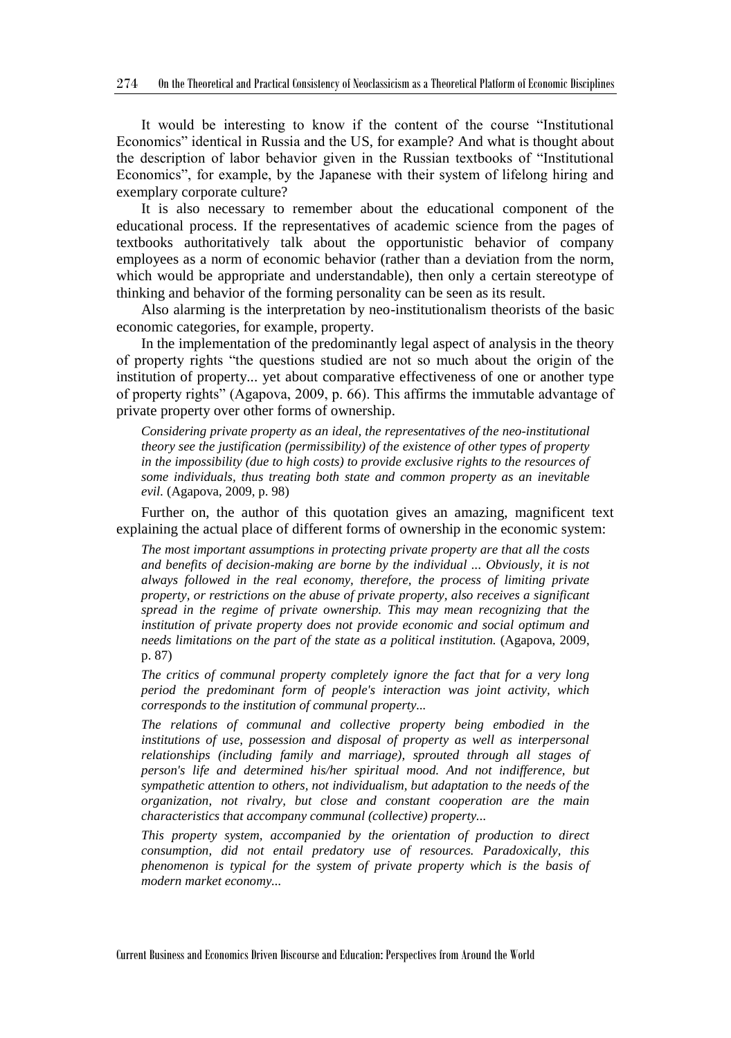It would be interesting to know if the content of the course "Institutional Economics" identical in Russia and the US, for example? And what is thought about the description of labor behavior given in the Russian textbooks of "Institutional Economics", for example, by the Japanese with their system of lifelong hiring and exemplary corporate culture?

It is also necessary to remember about the educational component of the educational process. If the representatives of academic science from the pages of textbooks authoritatively talk about the opportunistic behavior of company employees as a norm of economic behavior (rather than a deviation from the norm, which would be appropriate and understandable), then only a certain stereotype of thinking and behavior of the forming personality can be seen as its result.

Also alarming is the interpretation by neo-institutionalism theorists of the basic economic categories, for example, property.

In the implementation of the predominantly legal aspect of analysis in the theory of property rights "the questions studied are not so much about the origin of the institution of property... yet about comparative effectiveness of one or another type of property rights" (Agapova, 2009, p. 66). This affirms the immutable advantage of private property over other forms of ownership.

> *Considering private property as an ideal, the representatives of the neo-institutional theory see the justification (permissibility) of the existence of other types of property in the impossibility (due to high costs) to provide exclusive rights to the resources of some individuals, thus treating both state and common property as an inevitable evil.* (Agapova, 2009, p. 98)

Further on, the author of this quotation gives an amazing, magnificent text explaining the actual place of different forms of ownership in the economic system:

> *The most important assumptions in protecting private property are that all the costs and benefits of decision-making are borne by the individual ... Obviously, it is not always followed in the real economy, therefore, the process of limiting private property, or restrictions on the abuse of private property, also receives a significant spread in the regime of private ownership. This may mean recognizing that the institution of private property does not provide economic and social optimum and needs limitations on the part of the state as a political institution.* (Agapova, 2009, p. 87)
>
> *The critics of communal property completely ignore the fact that for a very long period the predominant form of people's interaction was joint activity, which corresponds to the institution of communal property...*
>
> *The relations of communal and collective property being embodied in the institutions of use, possession and disposal of property as well as interpersonal relationships (including family and marriage), sprouted through all stages of person's life and determined his/her spiritual mood. And not indifference, but sympathetic attention to others, not individualism, but adaptation to the needs of the organization, not rivalry, but close and constant cooperation are the main characteristics that accompany communal (collective) property...*
>
> *This property system, accompanied by the orientation of production to direct consumption, did not entail predatory use of resources. Paradoxically, this phenomenon is typical for the system of private property which is the basis of modern market economy...*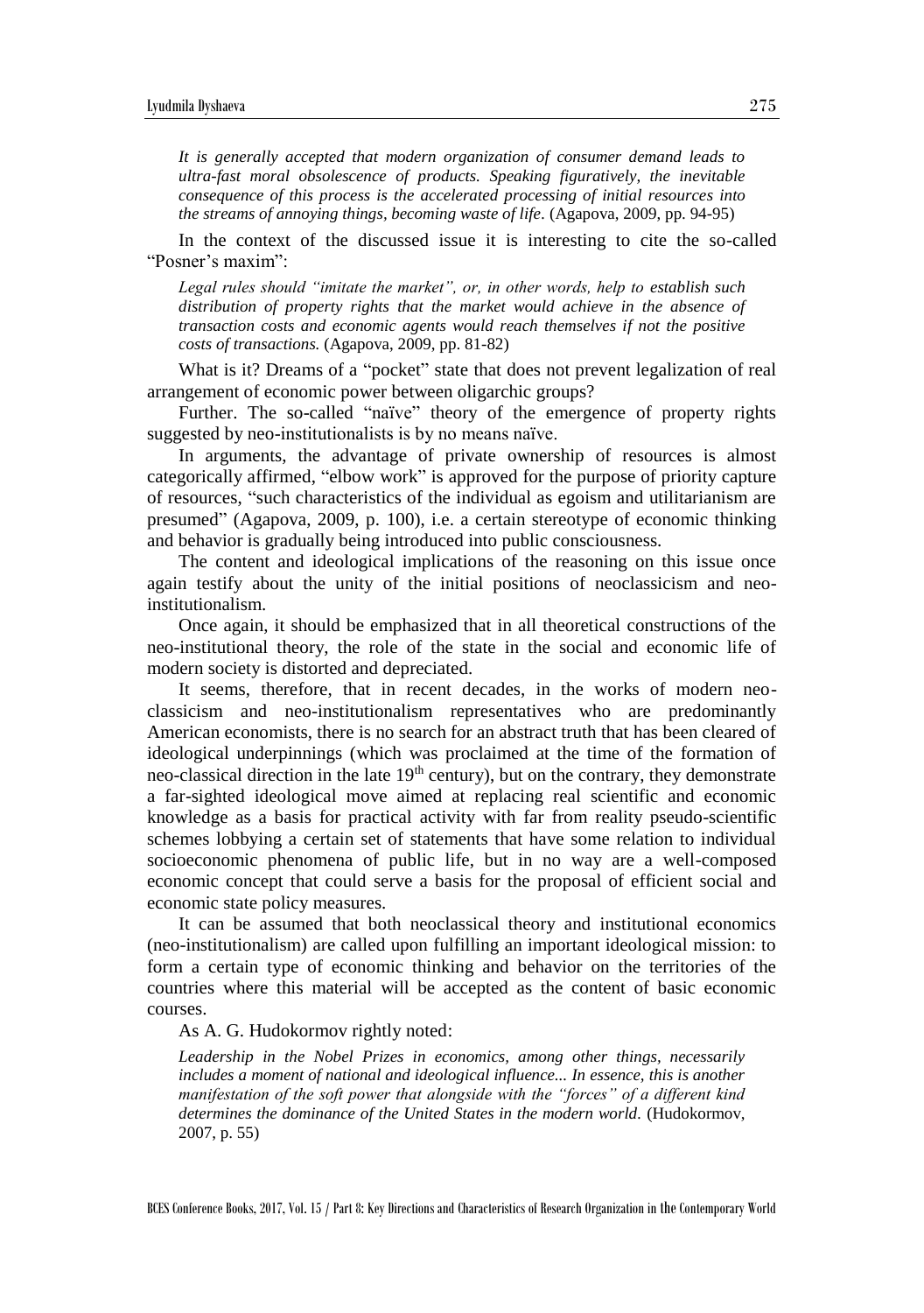> *It is generally accepted that modern organization of consumer demand leads to ultra-fast moral obsolescence of products. Speaking figuratively, the inevitable consequence of this process is the accelerated processing of initial resources into the streams of annoying things, becoming waste of life.* (Agapova, 2009, pp. 94-95)

In the context of the discussed issue it is interesting to cite the so-called "Posner's maxim":

> *Legal rules should "imitate the market", or, in other words, help to establish such distribution of property rights that the market would achieve in the absence of transaction costs and economic agents would reach themselves if not the positive costs of transactions.* (Agapova, 2009, pp. 81-82)

What is it? Dreams of a "pocket" state that does not prevent legalization of real arrangement of economic power between oligarchic groups?

Further. The so-called "naïve" theory of the emergence of property rights suggested by neo-institutionalists is by no means naïve.

In arguments, the advantage of private ownership of resources is almost categorically affirmed, "elbow work" is approved for the purpose of priority capture of resources, "such characteristics of the individual as egoism and utilitarianism are presumed" (Agapova, 2009, p. 100), i.e. a certain stereotype of economic thinking and behavior is gradually being introduced into public consciousness.

The content and ideological implications of the reasoning on this issue once again testify about the unity of the initial positions of neoclassicism and neo-institutionalism.

Once again, it should be emphasized that in all theoretical constructions of the neo-institutional theory, the role of the state in the social and economic life of modern society is distorted and depreciated.

It seems, therefore, that in recent decades, in the works of modern neo-classicism and neo-institutionalism representatives who are predominantly American economists, there is no search for an abstract truth that has been cleared of ideological underpinnings (which was proclaimed at the time of the formation of neo-classical direction in the late 19th century), but on the contrary, they demonstrate a far-sighted ideological move aimed at replacing real scientific and economic knowledge as a basis for practical activity with far from reality pseudo-scientific schemes lobbying a certain set of statements that have some relation to individual socioeconomic phenomena of public life, but in no way are a well-composed economic concept that could serve a basis for the proposal of efficient social and economic state policy measures.

It can be assumed that both neoclassical theory and institutional economics (neo-institutionalism) are called upon fulfilling an important ideological mission: to form a certain type of economic thinking and behavior on the territories of the countries where this material will be accepted as the content of basic economic courses.

As A. G. Hudokormov rightly noted:

> *Leadership in the Nobel Prizes in economics, among other things, necessarily includes a moment of national and ideological influence... In essence, this is another manifestation of the soft power that alongside with the "forces" of a different kind determines the dominance of the United States in the modern world.* (Hudokormov, 2007, p. 55)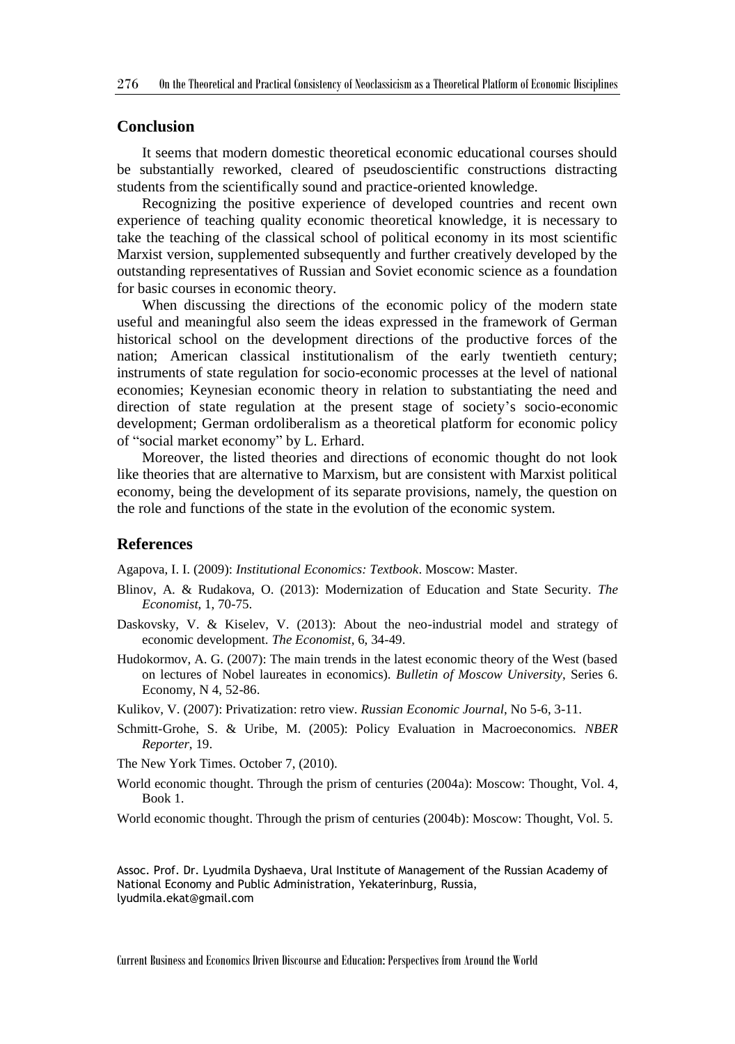## Conclusion

It seems that modern domestic theoretical economic educational courses should be substantially reworked, cleared of pseudoscientific constructions distracting students from the scientifically sound and practice-oriented knowledge.

Recognizing the positive experience of developed countries and recent own experience of teaching quality economic theoretical knowledge, it is necessary to take the teaching of the classical school of political economy in its most scientific Marxist version, supplemented subsequently and further creatively developed by the outstanding representatives of Russian and Soviet economic science as a foundation for basic courses in economic theory.

When discussing the directions of the economic policy of the modern state useful and meaningful also seem the ideas expressed in the framework of German historical school on the development directions of the productive forces of the nation; American classical institutionalism of the early twentieth century; instruments of state regulation for socio-economic processes at the level of national economies; Keynesian economic theory in relation to substantiating the need and direction of state regulation at the present stage of society's socio-economic development; German ordoliberalism as a theoretical platform for economic policy of "social market economy" by L. Erhard.

Moreover, the listed theories and directions of economic thought do not look like theories that are alternative to Marxism, but are consistent with Marxist political economy, being the development of its separate provisions, namely, the question on the role and functions of the state in the evolution of the economic system.

## References

Agapova, I. I. (2009): *Institutional Economics: Textbook*. Moscow: Master.

Blinov, A. & Rudakova, O. (2013): Modernization of Education and State Security. *The Economist*, 1, 70-75.

Daskovsky, V. & Kiselev, V. (2013): About the neo-industrial model and strategy of economic development. *The Economist*, 6, 34-49.

Hudokormov, A. G. (2007): The main trends in the latest economic theory of the West (based on lectures of Nobel laureates in economics). *Bulletin of Moscow University*, Series 6. Economy, N 4, 52-86.

Kulikov, V. (2007): Privatization: retro view. *Russian Economic Journal*, No 5-6, 3-11.

Schmitt-Grohe, S. & Uribe, M. (2005): Policy Evaluation in Macroeconomics. *NBER Reporter*, 19.

The New York Times. October 7, (2010).

World economic thought. Through the prism of centuries (2004a): Moscow: Thought, Vol. 4, Book 1.

World economic thought. Through the prism of centuries (2004b): Moscow: Thought, Vol. 5.

Assoc. Prof. Dr. Lyudmila Dyshaeva, Ural Institute of Management of the Russian Academy of National Economy and Public Administration, Yekaterinburg, Russia, lyudmila.ekat@gmail.com